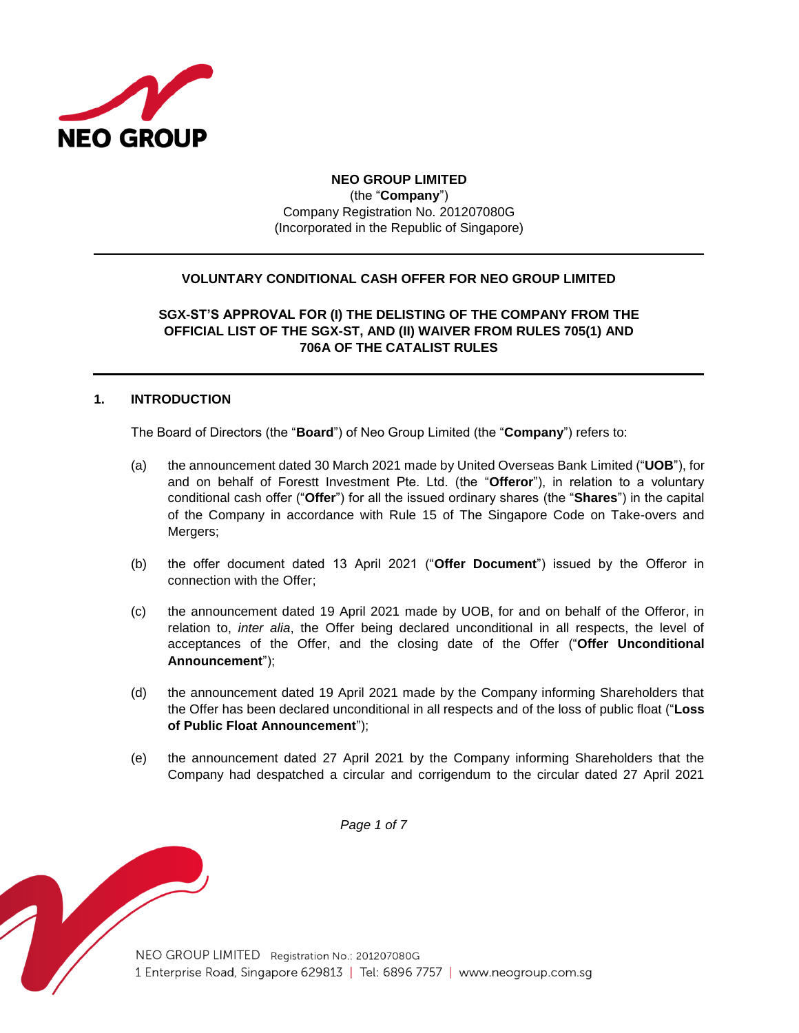**NEO GROUP LIMITED**
(the "**Company**")
Company Registration No. 201207080G
(Incorporated in the Republic of Singapore)

---

**VOLUNTARY CONDITIONAL CASH OFFER FOR NEO GROUP LIMITED**

**SGX-ST'S APPROVAL FOR (I) THE DELISTING OF THE COMPANY FROM THE OFFICIAL LIST OF THE SGX-ST, AND (II) WAIVER FROM RULES 705(1) AND 706A OF THE CATALIST RULES**

---

## 1. INTRODUCTION

The Board of Directors (the "**Board**") of Neo Group Limited (the "**Company**") refers to:

(a) the announcement dated 30 March 2021 made by United Overseas Bank Limited ("**UOB**"), for and on behalf of Forestt Investment Pte. Ltd. (the "**Offeror**"), in relation to a voluntary conditional cash offer ("**Offer**") for all the issued ordinary shares (the "**Shares**") in the capital of the Company in accordance with Rule 15 of The Singapore Code on Take-overs and Mergers;

(b) the offer document dated 13 April 2021 ("**Offer Document**") issued by the Offeror in connection with the Offer;

(c) the announcement dated 19 April 2021 made by UOB, for and on behalf of the Offeror, in relation to, *inter alia*, the Offer being declared unconditional in all respects, the level of acceptances of the Offer, and the closing date of the Offer ("**Offer Unconditional Announcement**");

(d) the announcement dated 19 April 2021 made by the Company informing Shareholders that the Offer has been declared unconditional in all respects and of the loss of public float ("**Loss of Public Float Announcement**");

(e) the announcement dated 27 April 2021 by the Company informing Shareholders that the Company had despatched a circular and corrigendum to the circular dated 27 April 2021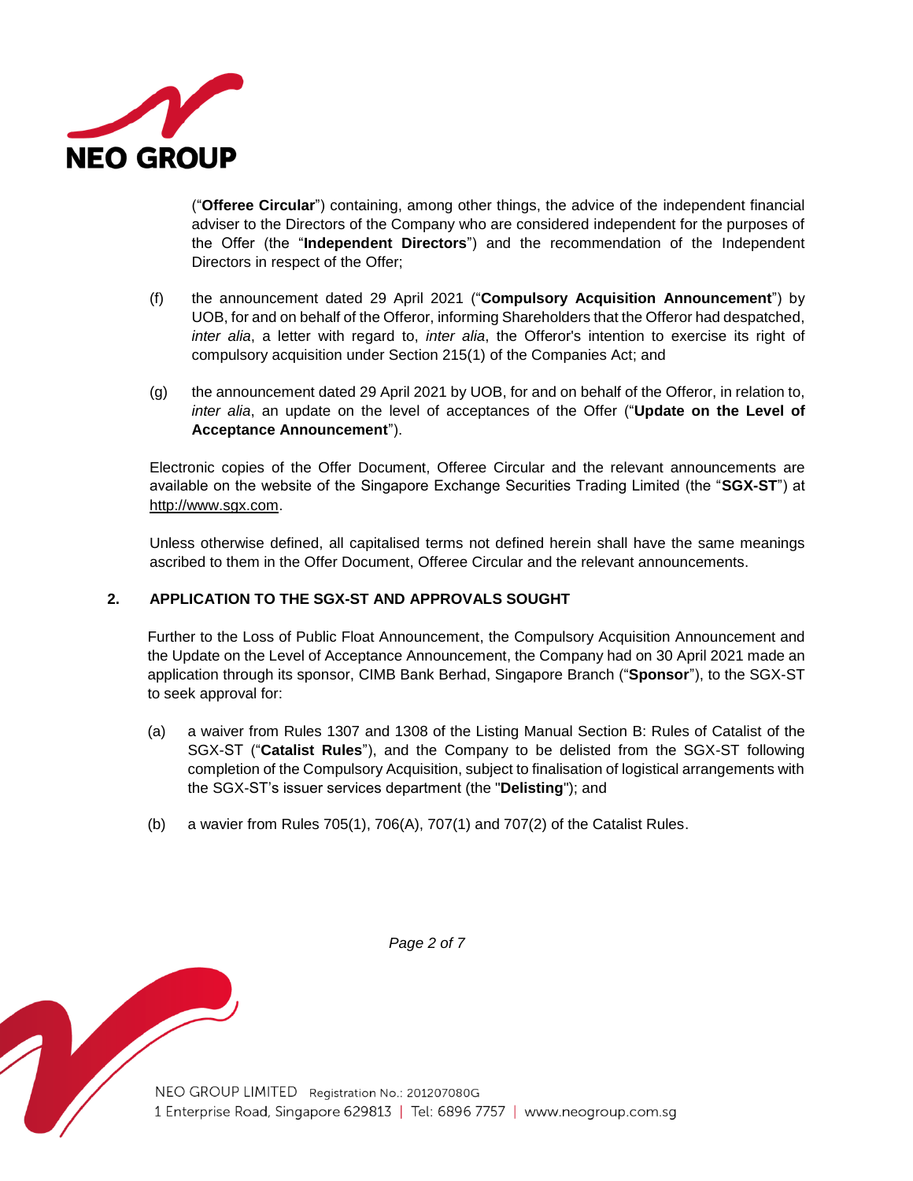("**Offeree Circular**") containing, among other things, the advice of the independent financial adviser to the Directors of the Company who are considered independent for the purposes of the Offer (the "**Independent Directors**") and the recommendation of the Independent Directors in respect of the Offer;

(f) the announcement dated 29 April 2021 ("**Compulsory Acquisition Announcement**") by UOB, for and on behalf of the Offeror, informing Shareholders that the Offeror had despatched, *inter alia*, a letter with regard to, *inter alia*, the Offeror's intention to exercise its right of compulsory acquisition under Section 215(1) of the Companies Act; and

(g) the announcement dated 29 April 2021 by UOB, for and on behalf of the Offeror, in relation to, *inter alia*, an update on the level of acceptances of the Offer ("**Update on the Level of Acceptance Announcement**").

Electronic copies of the Offer Document, Offeree Circular and the relevant announcements are available on the website of the Singapore Exchange Securities Trading Limited (the "**SGX-ST**") at http://www.sgx.com.

Unless otherwise defined, all capitalised terms not defined herein shall have the same meanings ascribed to them in the Offer Document, Offeree Circular and the relevant announcements.

## 2. APPLICATION TO THE SGX-ST AND APPROVALS SOUGHT

Further to the Loss of Public Float Announcement, the Compulsory Acquisition Announcement and the Update on the Level of Acceptance Announcement, the Company had on 30 April 2021 made an application through its sponsor, CIMB Bank Berhad, Singapore Branch ("**Sponsor**"), to the SGX-ST to seek approval for:

(a) a waiver from Rules 1307 and 1308 of the Listing Manual Section B: Rules of Catalist of the SGX-ST ("**Catalist Rules**"), and the Company to be delisted from the SGX-ST following completion of the Compulsory Acquisition, subject to finalisation of logistical arrangements with the SGX-ST's issuer services department (the "**Delisting**"); and

(b) a wavier from Rules 705(1), 706(A), 707(1) and 707(2) of the Catalist Rules.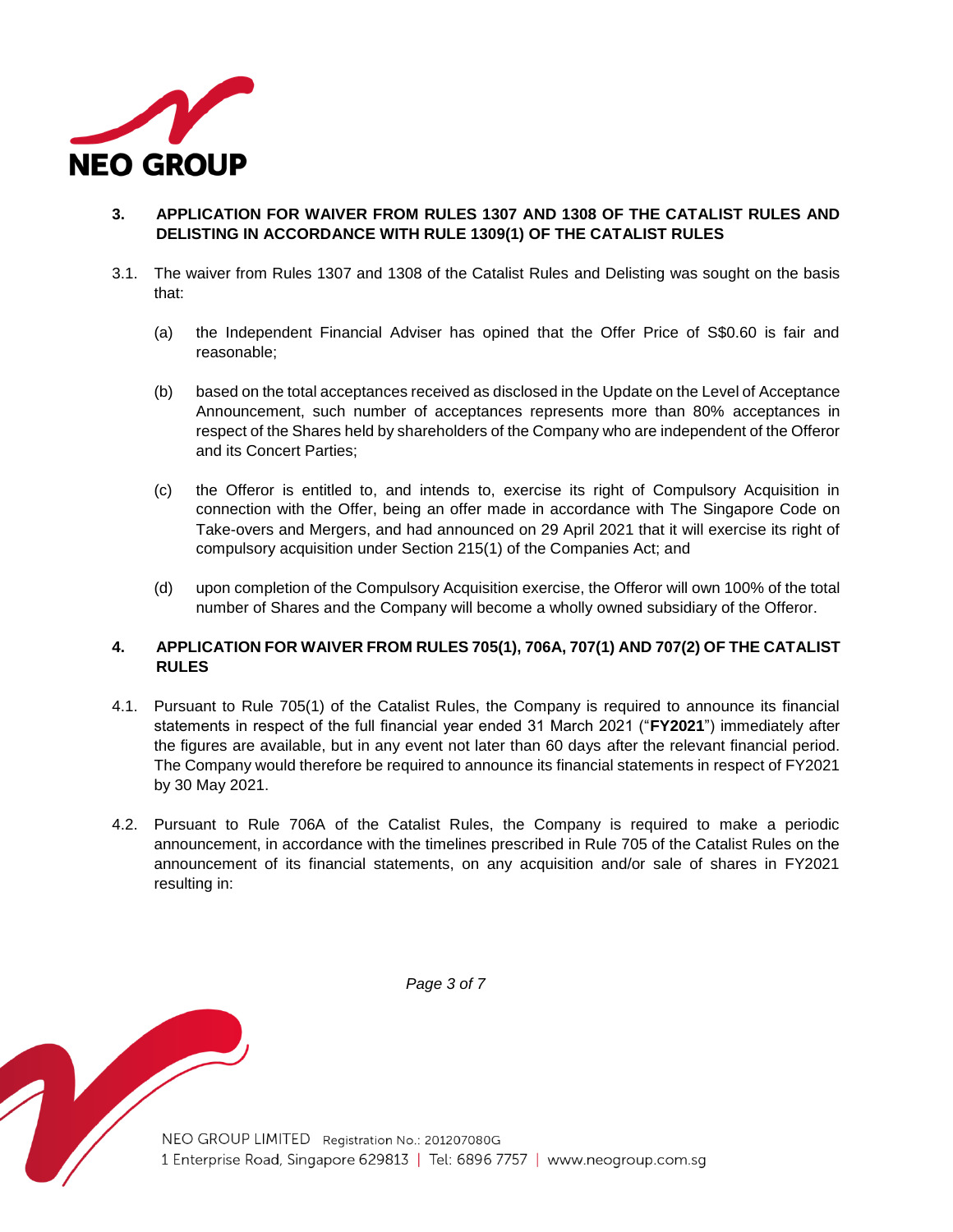## 3. APPLICATION FOR WAIVER FROM RULES 1307 AND 1308 OF THE CATALIST RULES AND DELISTING IN ACCORDANCE WITH RULE 1309(1) OF THE CATALIST RULES

3.1. The waiver from Rules 1307 and 1308 of the Catalist Rules and Delisting was sought on the basis that:

(a) the Independent Financial Adviser has opined that the Offer Price of S$0.60 is fair and reasonable;

(b) based on the total acceptances received as disclosed in the Update on the Level of Acceptance Announcement, such number of acceptances represents more than 80% acceptances in respect of the Shares held by shareholders of the Company who are independent of the Offeror and its Concert Parties;

(c) the Offeror is entitled to, and intends to, exercise its right of Compulsory Acquisition in connection with the Offer, being an offer made in accordance with The Singapore Code on Take-overs and Mergers, and had announced on 29 April 2021 that it will exercise its right of compulsory acquisition under Section 215(1) of the Companies Act; and

(d) upon completion of the Compulsory Acquisition exercise, the Offeror will own 100% of the total number of Shares and the Company will become a wholly owned subsidiary of the Offeror.

## 4. APPLICATION FOR WAIVER FROM RULES 705(1), 706A, 707(1) AND 707(2) OF THE CATALIST RULES

4.1. Pursuant to Rule 705(1) of the Catalist Rules, the Company is required to announce its financial statements in respect of the full financial year ended 31 March 2021 ("**FY2021**") immediately after the figures are available, but in any event not later than 60 days after the relevant financial period. The Company would therefore be required to announce its financial statements in respect of FY2021 by 30 May 2021.

4.2. Pursuant to Rule 706A of the Catalist Rules, the Company is required to make a periodic announcement, in accordance with the timelines prescribed in Rule 705 of the Catalist Rules on the announcement of its financial statements, on any acquisition and/or sale of shares in FY2021 resulting in: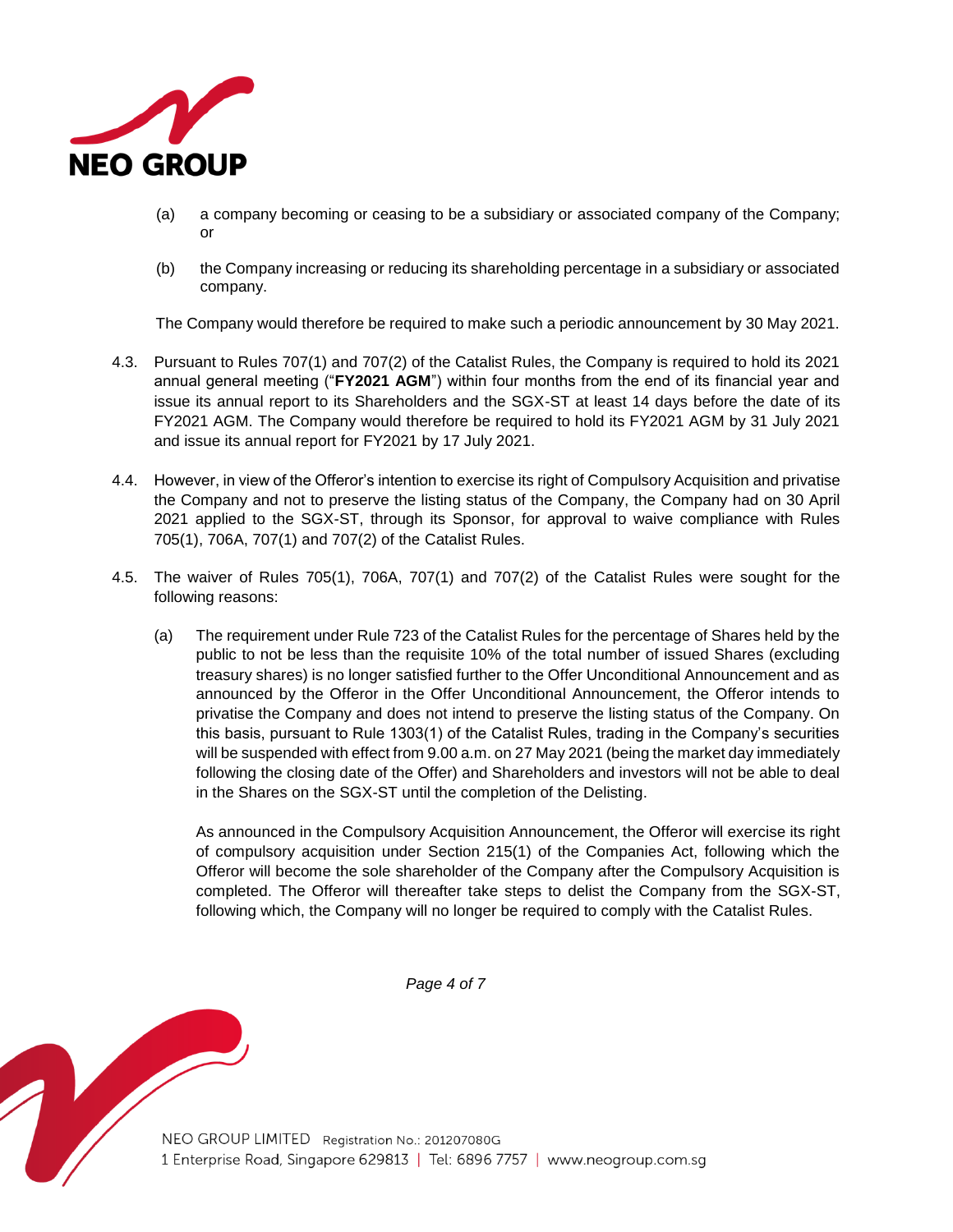(a) a company becoming or ceasing to be a subsidiary or associated company of the Company; or

(b) the Company increasing or reducing its shareholding percentage in a subsidiary or associated company.

The Company would therefore be required to make such a periodic announcement by 30 May 2021.

4.3. Pursuant to Rules 707(1) and 707(2) of the Catalist Rules, the Company is required to hold its 2021 annual general meeting ("**FY2021 AGM**") within four months from the end of its financial year and issue its annual report to its Shareholders and the SGX-ST at least 14 days before the date of its FY2021 AGM. The Company would therefore be required to hold its FY2021 AGM by 31 July 2021 and issue its annual report for FY2021 by 17 July 2021.

4.4. However, in view of the Offeror's intention to exercise its right of Compulsory Acquisition and privatise the Company and not to preserve the listing status of the Company, the Company had on 30 April 2021 applied to the SGX-ST, through its Sponsor, for approval to waive compliance with Rules 705(1), 706A, 707(1) and 707(2) of the Catalist Rules.

4.5. The waiver of Rules 705(1), 706A, 707(1) and 707(2) of the Catalist Rules were sought for the following reasons:

(a) The requirement under Rule 723 of the Catalist Rules for the percentage of Shares held by the public to not be less than the requisite 10% of the total number of issued Shares (excluding treasury shares) is no longer satisfied further to the Offer Unconditional Announcement and as announced by the Offeror in the Offer Unconditional Announcement, the Offeror intends to privatise the Company and does not intend to preserve the listing status of the Company. On this basis, pursuant to Rule 1303(1) of the Catalist Rules, trading in the Company's securities will be suspended with effect from 9.00 a.m. on 27 May 2021 (being the market day immediately following the closing date of the Offer) and Shareholders and investors will not be able to deal in the Shares on the SGX-ST until the completion of the Delisting.

As announced in the Compulsory Acquisition Announcement, the Offeror will exercise its right of compulsory acquisition under Section 215(1) of the Companies Act, following which the Offeror will become the sole shareholder of the Company after the Compulsory Acquisition is completed. The Offeror will thereafter take steps to delist the Company from the SGX-ST, following which, the Company will no longer be required to comply with the Catalist Rules.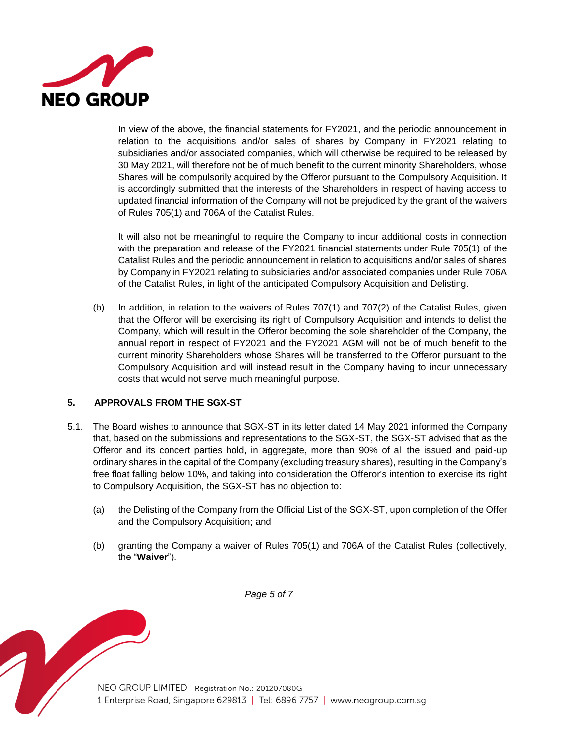In view of the above, the financial statements for FY2021, and the periodic announcement in relation to the acquisitions and/or sales of shares by Company in FY2021 relating to subsidiaries and/or associated companies, which will otherwise be required to be released by 30 May 2021, will therefore not be of much benefit to the current minority Shareholders, whose Shares will be compulsorily acquired by the Offeror pursuant to the Compulsory Acquisition. It is accordingly submitted that the interests of the Shareholders in respect of having access to updated financial information of the Company will not be prejudiced by the grant of the waivers of Rules 705(1) and 706A of the Catalist Rules.

It will also not be meaningful to require the Company to incur additional costs in connection with the preparation and release of the FY2021 financial statements under Rule 705(1) of the Catalist Rules and the periodic announcement in relation to acquisitions and/or sales of shares by Company in FY2021 relating to subsidiaries and/or associated companies under Rule 706A of the Catalist Rules, in light of the anticipated Compulsory Acquisition and Delisting.

(b) In addition, in relation to the waivers of Rules 707(1) and 707(2) of the Catalist Rules, given that the Offeror will be exercising its right of Compulsory Acquisition and intends to delist the Company, which will result in the Offeror becoming the sole shareholder of the Company, the annual report in respect of FY2021 and the FY2021 AGM will not be of much benefit to the current minority Shareholders whose Shares will be transferred to the Offeror pursuant to the Compulsory Acquisition and will instead result in the Company having to incur unnecessary costs that would not serve much meaningful purpose.

## 5. APPROVALS FROM THE SGX-ST

5.1. The Board wishes to announce that SGX-ST in its letter dated 14 May 2021 informed the Company that, based on the submissions and representations to the SGX-ST, the SGX-ST advised that as the Offeror and its concert parties hold, in aggregate, more than 90% of all the issued and paid-up ordinary shares in the capital of the Company (excluding treasury shares), resulting in the Company's free float falling below 10%, and taking into consideration the Offeror's intention to exercise its right to Compulsory Acquisition, the SGX-ST has no objection to:

(a) the Delisting of the Company from the Official List of the SGX-ST, upon completion of the Offer and the Compulsory Acquisition; and

(b) granting the Company a waiver of Rules 705(1) and 706A of the Catalist Rules (collectively, the "**Waiver**").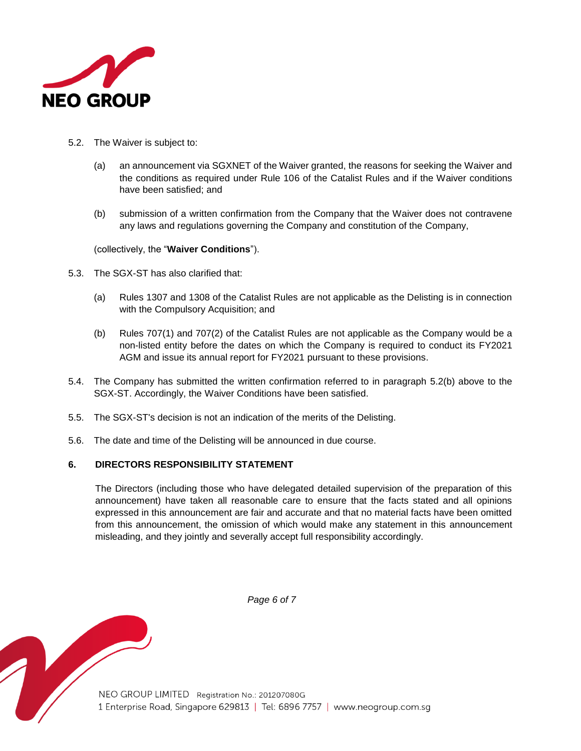5.2. The Waiver is subject to:

(a) an announcement via SGXNET of the Waiver granted, the reasons for seeking the Waiver and the conditions as required under Rule 106 of the Catalist Rules and if the Waiver conditions have been satisfied; and

(b) submission of a written confirmation from the Company that the Waiver does not contravene any laws and regulations governing the Company and constitution of the Company,

(collectively, the "**Waiver Conditions**").

5.3. The SGX-ST has also clarified that:

(a) Rules 1307 and 1308 of the Catalist Rules are not applicable as the Delisting is in connection with the Compulsory Acquisition; and

(b) Rules 707(1) and 707(2) of the Catalist Rules are not applicable as the Company would be a non-listed entity before the dates on which the Company is required to conduct its FY2021 AGM and issue its annual report for FY2021 pursuant to these provisions.

5.4. The Company has submitted the written confirmation referred to in paragraph 5.2(b) above to the SGX-ST. Accordingly, the Waiver Conditions have been satisfied.

5.5. The SGX-ST's decision is not an indication of the merits of the Delisting.

5.6. The date and time of the Delisting will be announced in due course.

## 6. DIRECTORS RESPONSIBILITY STATEMENT

The Directors (including those who have delegated detailed supervision of the preparation of this announcement) have taken all reasonable care to ensure that the facts stated and all opinions expressed in this announcement are fair and accurate and that no material facts have been omitted from this announcement, the omission of which would make any statement in this announcement misleading, and they jointly and severally accept full responsibility accordingly.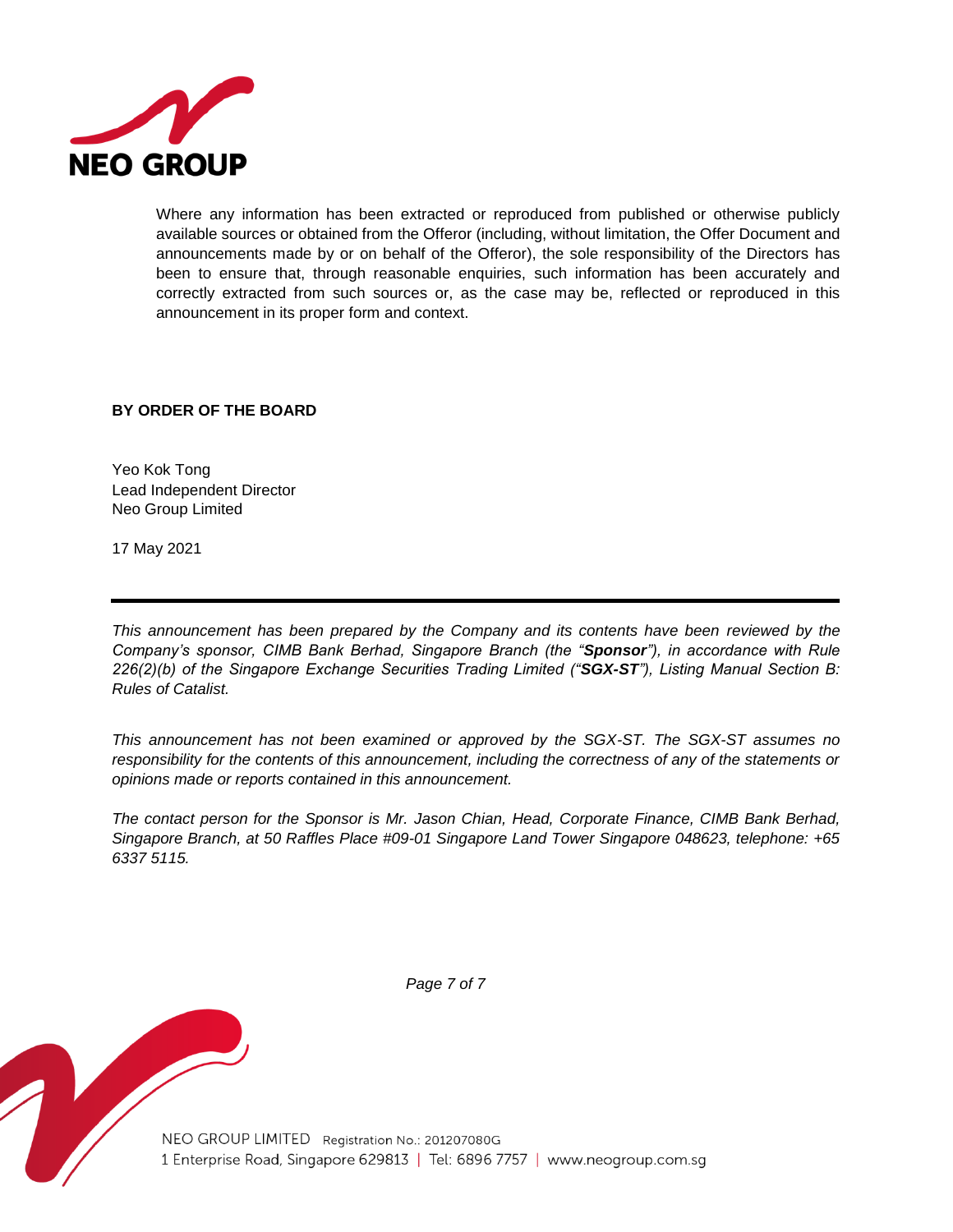Where any information has been extracted or reproduced from published or otherwise publicly available sources or obtained from the Offeror (including, without limitation, the Offer Document and announcements made by or on behalf of the Offeror), the sole responsibility of the Directors has been to ensure that, through reasonable enquiries, such information has been accurately and correctly extracted from such sources or, as the case may be, reflected or reproduced in this announcement in its proper form and context.

**BY ORDER OF THE BOARD**

Yeo Kok Tong
Lead Independent Director
Neo Group Limited

17 May 2021

---

*This announcement has been prepared by the Company and its contents have been reviewed by the Company's sponsor, CIMB Bank Berhad, Singapore Branch (the "**Sponsor**"), in accordance with Rule 226(2)(b) of the Singapore Exchange Securities Trading Limited ("**SGX-ST**"), Listing Manual Section B: Rules of Catalist.*

*This announcement has not been examined or approved by the SGX-ST. The SGX-ST assumes no responsibility for the contents of this announcement, including the correctness of any of the statements or opinions made or reports contained in this announcement.*

*The contact person for the Sponsor is Mr. Jason Chian, Head, Corporate Finance, CIMB Bank Berhad, Singapore Branch, at 50 Raffles Place #09-01 Singapore Land Tower Singapore 048623, telephone: +65 6337 5115.*